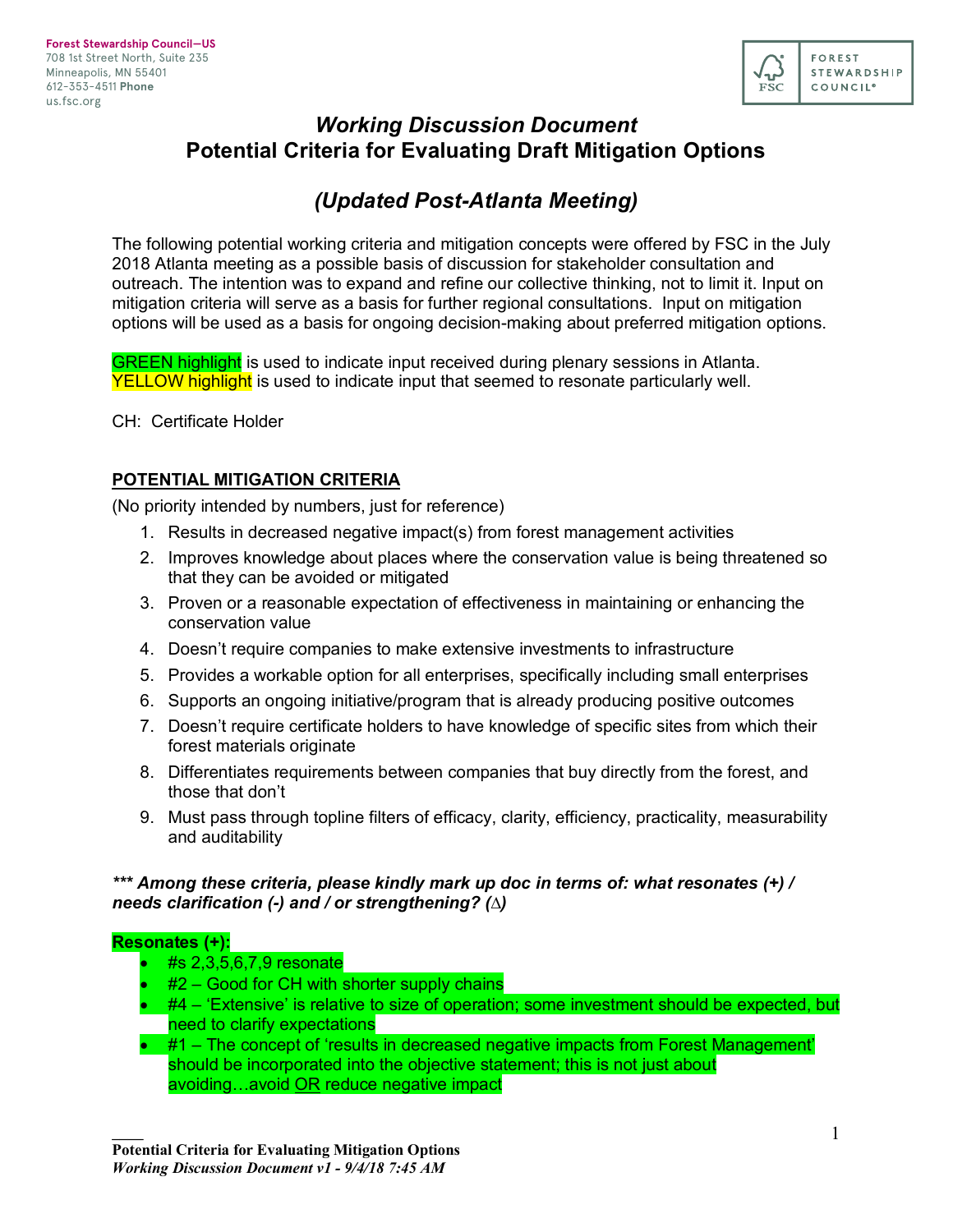Forest Stewardship Council—US
708 1st Street North, Suite 235
Minneapolis, MN 55401
612-353-4511 **Phone**
us.fsc.org

# *Working Discussion Document*
# Potential Criteria for Evaluating Draft Mitigation Options

## *(Updated Post-Atlanta Meeting)*

The following potential working criteria and mitigation concepts were offered by FSC in the July 2018 Atlanta meeting as a possible basis of discussion for stakeholder consultation and outreach. The intention was to expand and refine our collective thinking, not to limit it. Input on mitigation criteria will serve as a basis for further regional consultations. Input on mitigation options will be used as a basis for ongoing decision-making about preferred mitigation options.

GREEN highlight is used to indicate input received during plenary sessions in Atlanta.
YELLOW highlight is used to indicate input that seemed to resonate particularly well.

CH: Certificate Holder

**POTENTIAL MITIGATION CRITERIA**

(No priority intended by numbers, just for reference)

1. Results in decreased negative impact(s) from forest management activities
2. Improves knowledge about places where the conservation value is being threatened so that they can be avoided or mitigated
3. Proven or a reasonable expectation of effectiveness in maintaining or enhancing the conservation value
4. Doesn't require companies to make extensive investments to infrastructure
5. Provides a workable option for all enterprises, specifically including small enterprises
6. Supports an ongoing initiative/program that is already producing positive outcomes
7. Doesn't require certificate holders to have knowledge of specific sites from which their forest materials originate
8. Differentiates requirements between companies that buy directly from the forest, and those that don't
9. Must pass through topline filters of efficacy, clarity, efficiency, practicality, measurability and auditability

***\*\*\* Among these criteria, please kindly mark up doc in terms of: what resonates (+) / needs clarification (-) and / or strengthening? (∆)***

**Resonates (+):**

- #s 2,3,5,6,7,9 resonate
- #2 – Good for CH with shorter supply chains
- #4 – 'Extensive' is relative to size of operation; some investment should be expected, but need to clarify expectations
- #1 – The concept of 'results in decreased negative impacts from Forest Management' should be incorporated into the objective statement; this is not just about avoiding…avoid OR reduce negative impact

**Potential Criteria for Evaluating Mitigation Options**
*Working Discussion Document v1 - 9/4/18 7:45 AM*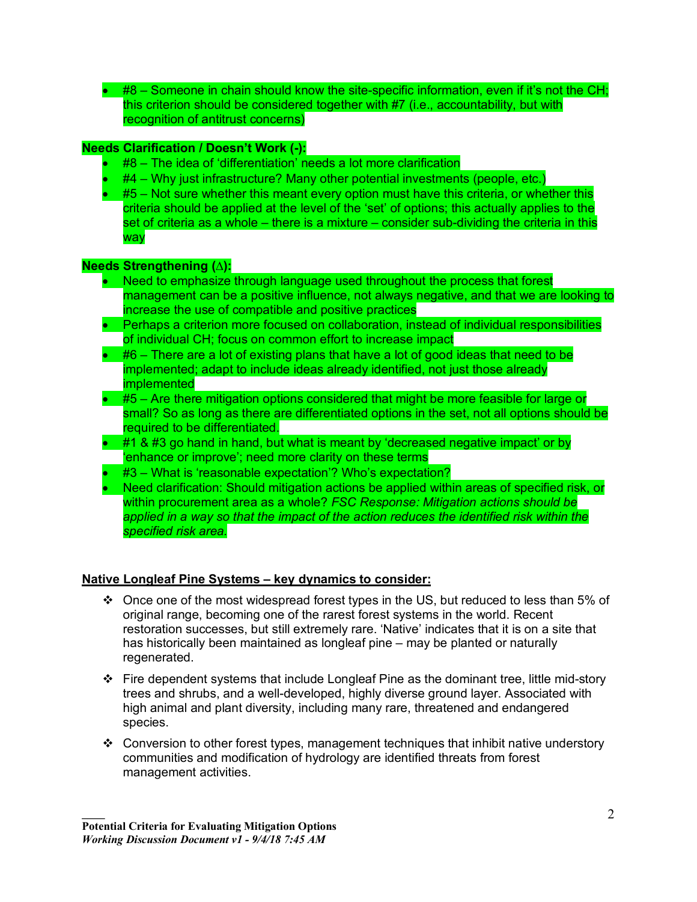- #8 – Someone in chain should know the site-specific information, even if it's not the CH; this criterion should be considered together with #7 (i.e., accountability, but with recognition of antitrust concerns)

**Needs Clarification / Doesn't Work (-):**

- #8 – The idea of 'differentiation' needs a lot more clarification
- #4 – Why just infrastructure? Many other potential investments (people, etc.)
- #5 – Not sure whether this meant every option must have this criteria, or whether this criteria should be applied at the level of the 'set' of options; this actually applies to the set of criteria as a whole – there is a mixture – consider sub-dividing the criteria in this way

**Needs Strengthening (∆):**

- Need to emphasize through language used throughout the process that forest management can be a positive influence, not always negative, and that we are looking to increase the use of compatible and positive practices
- Perhaps a criterion more focused on collaboration, instead of individual responsibilities of individual CH; focus on common effort to increase impact
- #6 – There are a lot of existing plans that have a lot of good ideas that need to be implemented; adapt to include ideas already identified, not just those already implemented
- #5 – Are there mitigation options considered that might be more feasible for large or small? So as long as there are differentiated options in the set, not all options should be required to be differentiated.
- #1 & #3 go hand in hand, but what is meant by 'decreased negative impact' or by 'enhance or improve'; need more clarity on these terms
- #3 – What is 'reasonable expectation'? Who's expectation?
- Need clarification: Should mitigation actions be applied within areas of specified risk, or within procurement area as a whole? *FSC Response: Mitigation actions should be applied in a way so that the impact of the action reduces the identified risk within the specified risk area.*

<u>**Native Longleaf Pine Systems – key dynamics to consider:**</u>

- ❖ Once one of the most widespread forest types in the US, but reduced to less than 5% of original range, becoming one of the rarest forest systems in the world. Recent restoration successes, but still extremely rare. 'Native' indicates that it is on a site that has historically been maintained as longleaf pine – may be planted or naturally regenerated.
- ❖ Fire dependent systems that include Longleaf Pine as the dominant tree, little mid-story trees and shrubs, and a well-developed, highly diverse ground layer. Associated with high animal and plant diversity, including many rare, threatened and endangered species.
- ❖ Conversion to other forest types, management techniques that inhibit native understory communities and modification of hydrology are identified threats from forest management activities.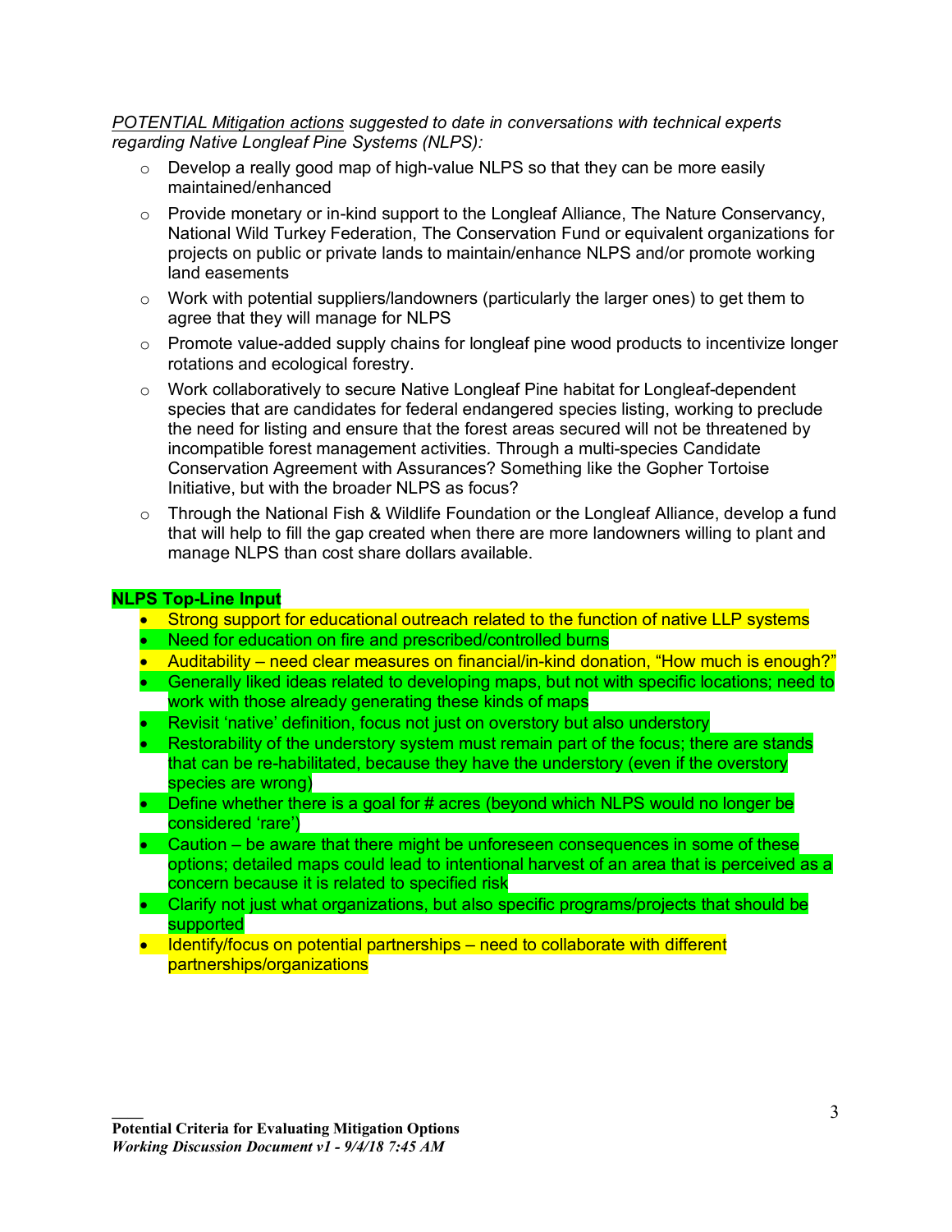*<u>POTENTIAL Mitigation actions</u> suggested to date in conversations with technical experts regarding Native Longleaf Pine Systems (NLPS):*

- Develop a really good map of high-value NLPS so that they can be more easily maintained/enhanced
- Provide monetary or in-kind support to the Longleaf Alliance, The Nature Conservancy, National Wild Turkey Federation, The Conservation Fund or equivalent organizations for projects on public or private lands to maintain/enhance NLPS and/or promote working land easements
- Work with potential suppliers/landowners (particularly the larger ones) to get them to agree that they will manage for NLPS
- Promote value-added supply chains for longleaf pine wood products to incentivize longer rotations and ecological forestry.
- Work collaboratively to secure Native Longleaf Pine habitat for Longleaf-dependent species that are candidates for federal endangered species listing, working to preclude the need for listing and ensure that the forest areas secured will not be threatened by incompatible forest management activities. Through a multi-species Candidate Conservation Agreement with Assurances? Something like the Gopher Tortoise Initiative, but with the broader NLPS as focus?
- Through the National Fish & Wildlife Foundation or the Longleaf Alliance, develop a fund that will help to fill the gap created when there are more landowners willing to plant and manage NLPS than cost share dollars available.

**NLPS Top-Line Input**

- Strong support for educational outreach related to the function of native LLP systems
- Need for education on fire and prescribed/controlled burns
- Auditability – need clear measures on financial/in-kind donation, "How much is enough?"
- Generally liked ideas related to developing maps, but not with specific locations; need to work with those already generating these kinds of maps
- Revisit 'native' definition, focus not just on overstory but also understory
- Restorability of the understory system must remain part of the focus; there are stands that can be re-habilitated, because they have the understory (even if the overstory species are wrong)
- Define whether there is a goal for # acres (beyond which NLPS would no longer be considered 'rare')
- Caution – be aware that there might be unforeseen consequences in some of these options; detailed maps could lead to intentional harvest of an area that is perceived as a concern because it is related to specified risk
- Clarify not just what organizations, but also specific programs/projects that should be supported
- Identify/focus on potential partnerships – need to collaborate with different partnerships/organizations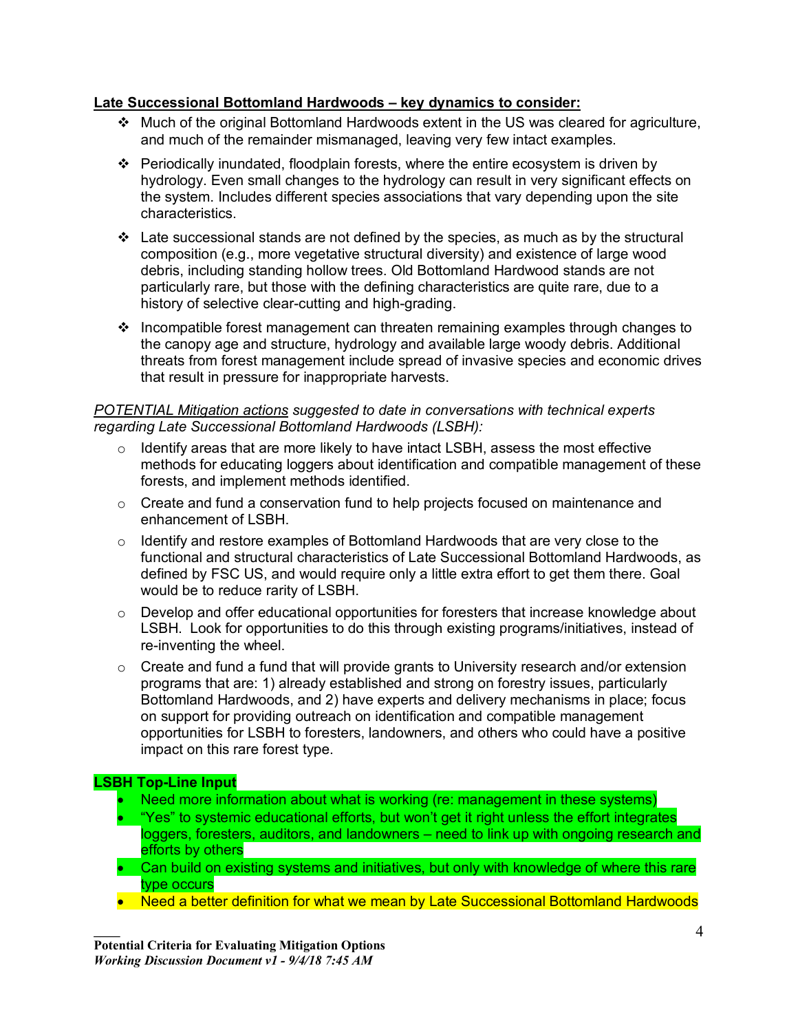**Late Successional Bottomland Hardwoods – key dynamics to consider:**

- Much of the original Bottomland Hardwoods extent in the US was cleared for agriculture, and much of the remainder mismanaged, leaving very few intact examples.
- Periodically inundated, floodplain forests, where the entire ecosystem is driven by hydrology. Even small changes to the hydrology can result in very significant effects on the system. Includes different species associations that vary depending upon the site characteristics.
- Late successional stands are not defined by the species, as much as by the structural composition (e.g., more vegetative structural diversity) and existence of large wood debris, including standing hollow trees. Old Bottomland Hardwood stands are not particularly rare, but those with the defining characteristics are quite rare, due to a history of selective clear-cutting and high-grading.
- Incompatible forest management can threaten remaining examples through changes to the canopy age and structure, hydrology and available large woody debris. Additional threats from forest management include spread of invasive species and economic drives that result in pressure for inappropriate harvests.

*POTENTIAL Mitigation actions suggested to date in conversations with technical experts regarding Late Successional Bottomland Hardwoods (LSBH):*

- Identify areas that are more likely to have intact LSBH, assess the most effective methods for educating loggers about identification and compatible management of these forests, and implement methods identified.
- Create and fund a conservation fund to help projects focused on maintenance and enhancement of LSBH.
- Identify and restore examples of Bottomland Hardwoods that are very close to the functional and structural characteristics of Late Successional Bottomland Hardwoods, as defined by FSC US, and would require only a little extra effort to get them there. Goal would be to reduce rarity of LSBH.
- Develop and offer educational opportunities for foresters that increase knowledge about LSBH. Look for opportunities to do this through existing programs/initiatives, instead of re-inventing the wheel.
- Create and fund a fund that will provide grants to University research and/or extension programs that are: 1) already established and strong on forestry issues, particularly Bottomland Hardwoods, and 2) have experts and delivery mechanisms in place; focus on support for providing outreach on identification and compatible management opportunities for LSBH to foresters, landowners, and others who could have a positive impact on this rare forest type.

**LSBH Top-Line Input**

- Need more information about what is working (re: management in these systems)
- "Yes" to systemic educational efforts, but won't get it right unless the effort integrates loggers, foresters, auditors, and landowners – need to link up with ongoing research and efforts by others
- Can build on existing systems and initiatives, but only with knowledge of where this rare type occurs
- Need a better definition for what we mean by Late Successional Bottomland Hardwoods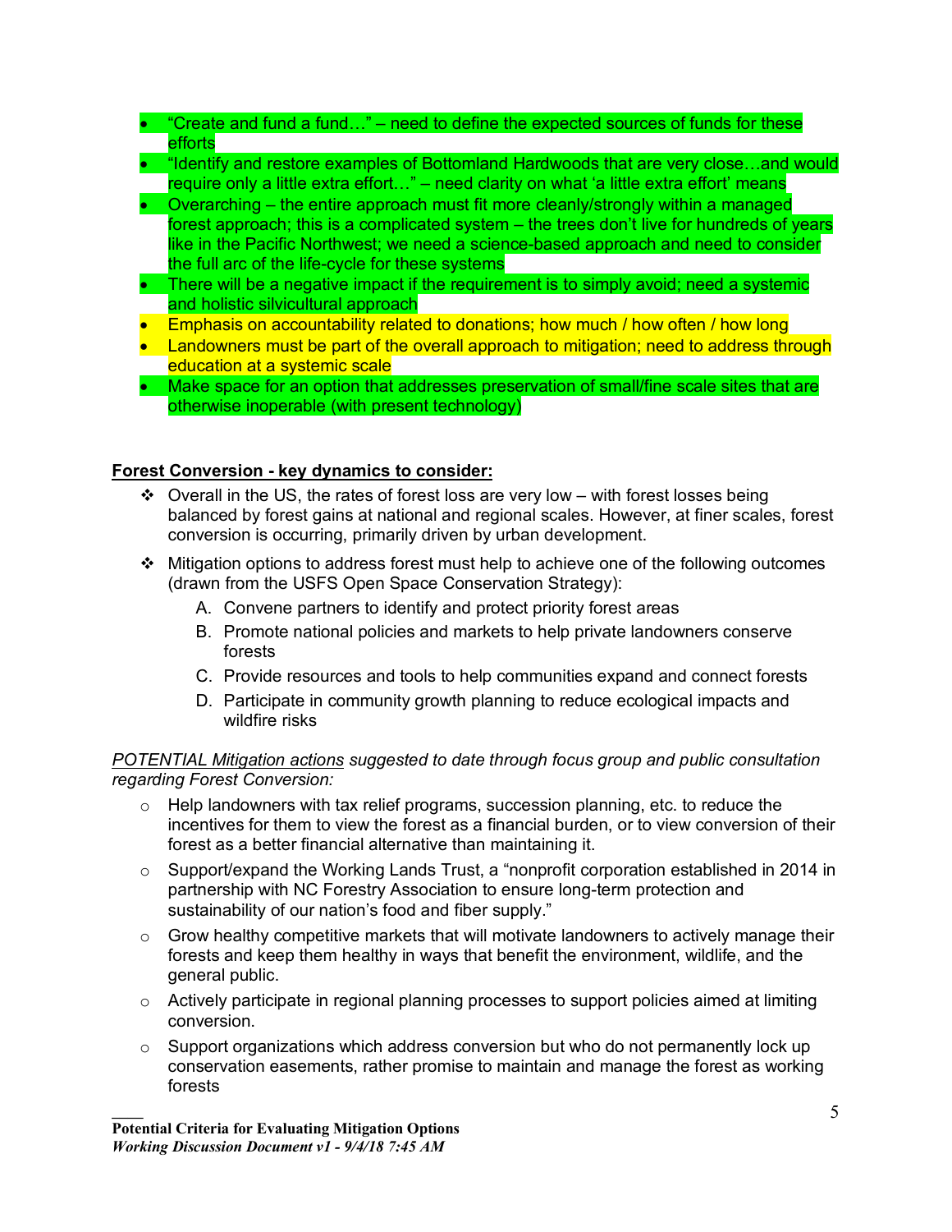- "Create and fund a fund…" – need to define the expected sources of funds for these efforts
- "Identify and restore examples of Bottomland Hardwoods that are very close…and would require only a little extra effort…" – need clarity on what 'a little extra effort' means
- Overarching – the entire approach must fit more cleanly/strongly within a managed forest approach; this is a complicated system – the trees don't live for hundreds of years like in the Pacific Northwest; we need a science-based approach and need to consider the full arc of the life-cycle for these systems
- There will be a negative impact if the requirement is to simply avoid; need a systemic and holistic silvicultural approach
- Emphasis on accountability related to donations; how much / how often / how long
- Landowners must be part of the overall approach to mitigation; need to address through education at a systemic scale
- Make space for an option that addresses preservation of small/fine scale sites that are otherwise inoperable (with present technology)

**Forest Conversion - key dynamics to consider:**

- ❖ Overall in the US, the rates of forest loss are very low – with forest losses being balanced by forest gains at national and regional scales. However, at finer scales, forest conversion is occurring, primarily driven by urban development.
- ❖ Mitigation options to address forest must help to achieve one of the following outcomes (drawn from the USFS Open Space Conservation Strategy):
  - A. Convene partners to identify and protect priority forest areas
  - B. Promote national policies and markets to help private landowners conserve forests
  - C. Provide resources and tools to help communities expand and connect forests
  - D. Participate in community growth planning to reduce ecological impacts and wildfire risks

*POTENTIAL Mitigation actions suggested to date through focus group and public consultation regarding Forest Conversion:*

- Help landowners with tax relief programs, succession planning, etc. to reduce the incentives for them to view the forest as a financial burden, or to view conversion of their forest as a better financial alternative than maintaining it.
- Support/expand the Working Lands Trust, a "nonprofit corporation established in 2014 in partnership with NC Forestry Association to ensure long-term protection and sustainability of our nation's food and fiber supply."
- Grow healthy competitive markets that will motivate landowners to actively manage their forests and keep them healthy in ways that benefit the environment, wildlife, and the general public.
- Actively participate in regional planning processes to support policies aimed at limiting conversion.
- Support organizations which address conversion but who do not permanently lock up conservation easements, rather promise to maintain and manage the forest as working forests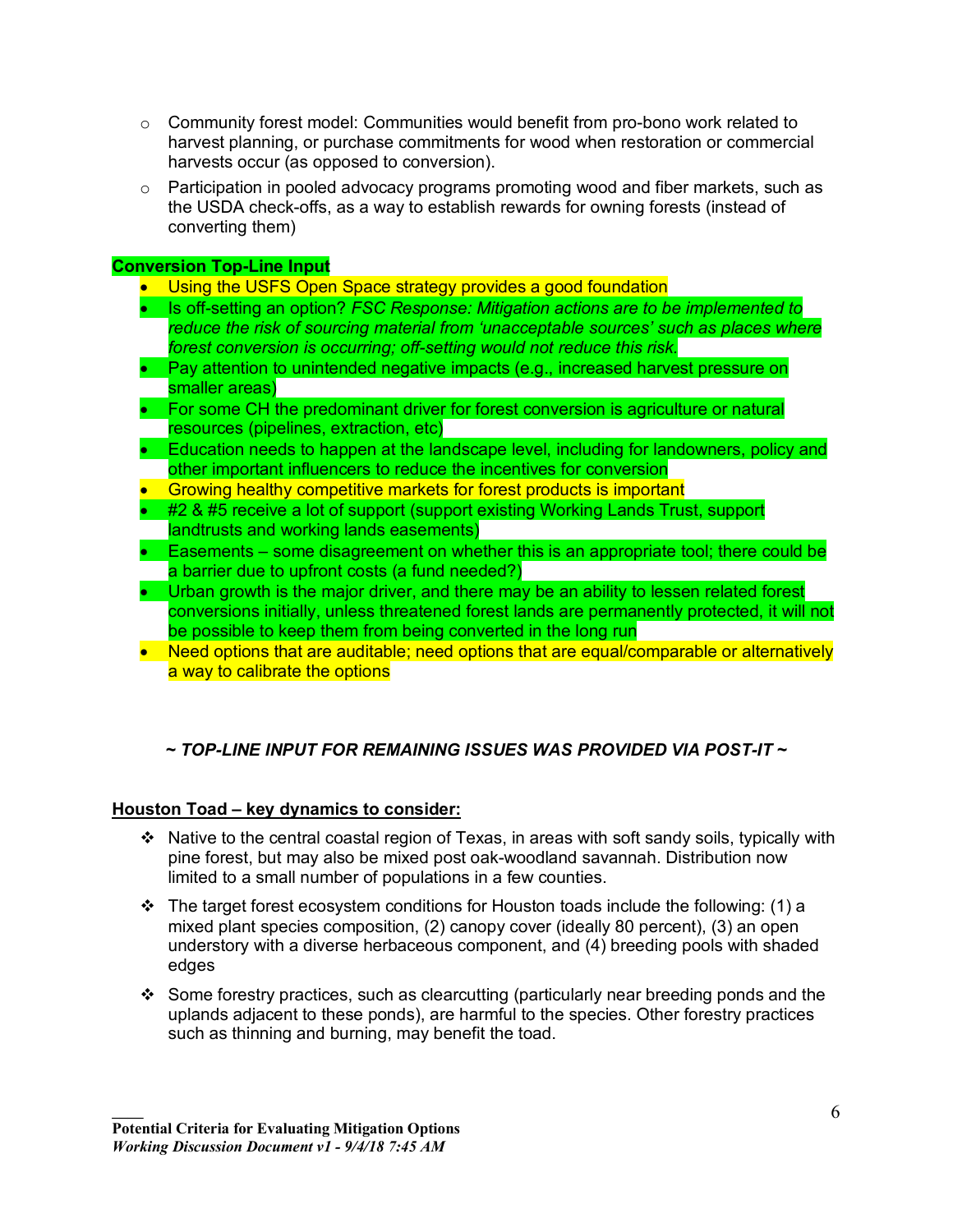- Community forest model: Communities would benefit from pro-bono work related to harvest planning, or purchase commitments for wood when restoration or commercial harvests occur (as opposed to conversion).
- Participation in pooled advocacy programs promoting wood and fiber markets, such as the USDA check-offs, as a way to establish rewards for owning forests (instead of converting them)

**Conversion Top-Line Input**

- Using the USFS Open Space strategy provides a good foundation
- Is off-setting an option? *FSC Response: Mitigation actions are to be implemented to reduce the risk of sourcing material from 'unacceptable sources' such as places where forest conversion is occurring; off-setting would not reduce this risk.*
- Pay attention to unintended negative impacts (e.g., increased harvest pressure on smaller areas)
- For some CH the predominant driver for forest conversion is agriculture or natural resources (pipelines, extraction, etc)
- Education needs to happen at the landscape level, including for landowners, policy and other important influencers to reduce the incentives for conversion
- Growing healthy competitive markets for forest products is important
- #2 & #5 receive a lot of support (support existing Working Lands Trust, support landtrusts and working lands easements)
- Easements – some disagreement on whether this is an appropriate tool; there could be a barrier due to upfront costs (a fund needed?)
- Urban growth is the major driver, and there may be an ability to lessen related forest conversions initially, unless threatened forest lands are permanently protected, it will not be possible to keep them from being converted in the long run
- Need options that are auditable; need options that are equal/comparable or alternatively a way to calibrate the options

***~ TOP-LINE INPUT FOR REMAINING ISSUES WAS PROVIDED VIA POST-IT ~***

**<u>Houston Toad – key dynamics to consider:</u>**

- Native to the central coastal region of Texas, in areas with soft sandy soils, typically with pine forest, but may also be mixed post oak-woodland savannah. Distribution now limited to a small number of populations in a few counties.
- The target forest ecosystem conditions for Houston toads include the following: (1) a mixed plant species composition, (2) canopy cover (ideally 80 percent), (3) an open understory with a diverse herbaceous component, and (4) breeding pools with shaded edges
- Some forestry practices, such as clearcutting (particularly near breeding ponds and the uplands adjacent to these ponds), are harmful to the species. Other forestry practices such as thinning and burning, may benefit the toad.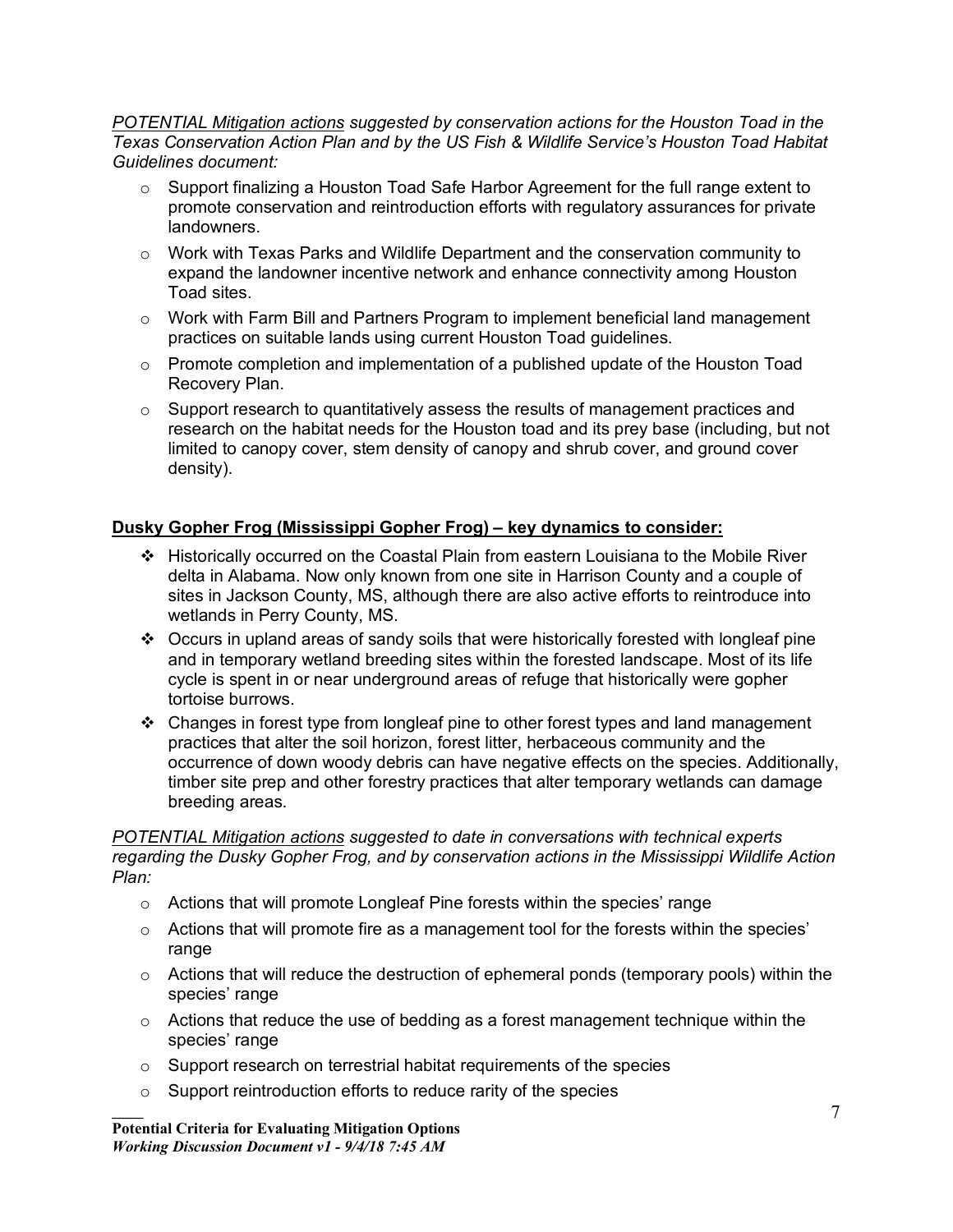*<u>POTENTIAL Mitigation actions</u> suggested by conservation actions for the Houston Toad in the Texas Conservation Action Plan and by the US Fish & Wildlife Service's Houston Toad Habitat Guidelines document:*

- Support finalizing a Houston Toad Safe Harbor Agreement for the full range extent to promote conservation and reintroduction efforts with regulatory assurances for private landowners.
- Work with Texas Parks and Wildlife Department and the conservation community to expand the landowner incentive network and enhance connectivity among Houston Toad sites.
- Work with Farm Bill and Partners Program to implement beneficial land management practices on suitable lands using current Houston Toad guidelines.
- Promote completion and implementation of a published update of the Houston Toad Recovery Plan.
- Support research to quantitatively assess the results of management practices and research on the habitat needs for the Houston toad and its prey base (including, but not limited to canopy cover, stem density of canopy and shrub cover, and ground cover density).

**<u>Dusky Gopher Frog (Mississippi Gopher Frog) – key dynamics to consider:</u>**

- Historically occurred on the Coastal Plain from eastern Louisiana to the Mobile River delta in Alabama. Now only known from one site in Harrison County and a couple of sites in Jackson County, MS, although there are also active efforts to reintroduce into wetlands in Perry County, MS.
- Occurs in upland areas of sandy soils that were historically forested with longleaf pine and in temporary wetland breeding sites within the forested landscape. Most of its life cycle is spent in or near underground areas of refuge that historically were gopher tortoise burrows.
- Changes in forest type from longleaf pine to other forest types and land management practices that alter the soil horizon, forest litter, herbaceous community and the occurrence of down woody debris can have negative effects on the species. Additionally, timber site prep and other forestry practices that alter temporary wetlands can damage breeding areas.

*<u>POTENTIAL Mitigation actions</u> suggested to date in conversations with technical experts regarding the Dusky Gopher Frog, and by conservation actions in the Mississippi Wildlife Action Plan:*

- Actions that will promote Longleaf Pine forests within the species' range
- Actions that will promote fire as a management tool for the forests within the species' range
- Actions that will reduce the destruction of ephemeral ponds (temporary pools) within the species' range
- Actions that reduce the use of bedding as a forest management technique within the species' range
- Support research on terrestrial habitat requirements of the species
- Support reintroduction efforts to reduce rarity of the species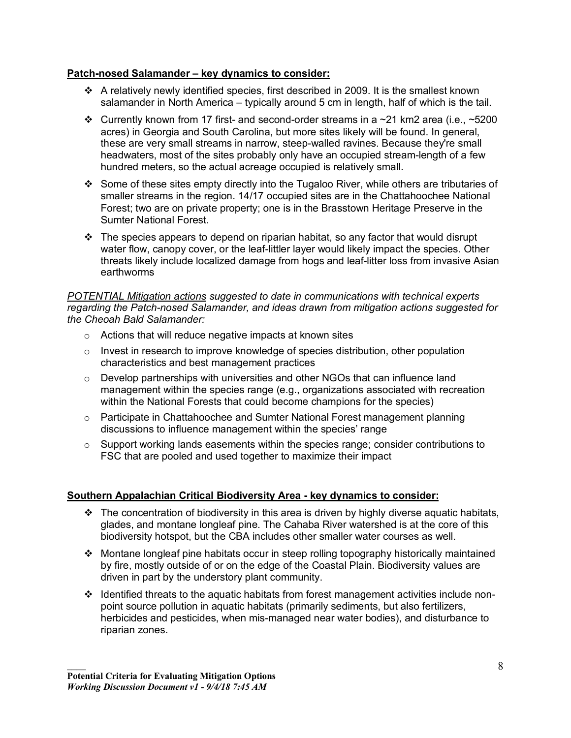**Patch-nosed Salamander – key dynamics to consider:**

- A relatively newly identified species, first described in 2009. It is the smallest known salamander in North America – typically around 5 cm in length, half of which is the tail.
- Currently known from 17 first- and second-order streams in a ~21 km2 area (i.e., ~5200 acres) in Georgia and South Carolina, but more sites likely will be found. In general, these are very small streams in narrow, steep-walled ravines. Because they're small headwaters, most of the sites probably only have an occupied stream-length of a few hundred meters, so the actual acreage occupied is relatively small.
- Some of these sites empty directly into the Tugaloo River, while others are tributaries of smaller streams in the region. 14/17 occupied sites are in the Chattahoochee National Forest; two are on private property; one is in the Brasstown Heritage Preserve in the Sumter National Forest.
- The species appears to depend on riparian habitat, so any factor that would disrupt water flow, canopy cover, or the leaf-littler layer would likely impact the species. Other threats likely include localized damage from hogs and leaf-litter loss from invasive Asian earthworms

*POTENTIAL Mitigation actions suggested to date in communications with technical experts regarding the Patch-nosed Salamander, and ideas drawn from mitigation actions suggested for the Cheoah Bald Salamander:*

- Actions that will reduce negative impacts at known sites
- Invest in research to improve knowledge of species distribution, other population characteristics and best management practices
- Develop partnerships with universities and other NGOs that can influence land management within the species range (e.g., organizations associated with recreation within the National Forests that could become champions for the species)
- Participate in Chattahoochee and Sumter National Forest management planning discussions to influence management within the species' range
- Support working lands easements within the species range; consider contributions to FSC that are pooled and used together to maximize their impact

**Southern Appalachian Critical Biodiversity Area - key dynamics to consider:**

- The concentration of biodiversity in this area is driven by highly diverse aquatic habitats, glades, and montane longleaf pine. The Cahaba River watershed is at the core of this biodiversity hotspot, but the CBA includes other smaller water courses as well.
- Montane longleaf pine habitats occur in steep rolling topography historically maintained by fire, mostly outside of or on the edge of the Coastal Plain. Biodiversity values are driven in part by the understory plant community.
- Identified threats to the aquatic habitats from forest management activities include non-point source pollution in aquatic habitats (primarily sediments, but also fertilizers, herbicides and pesticides, when mis-managed near water bodies), and disturbance to riparian zones.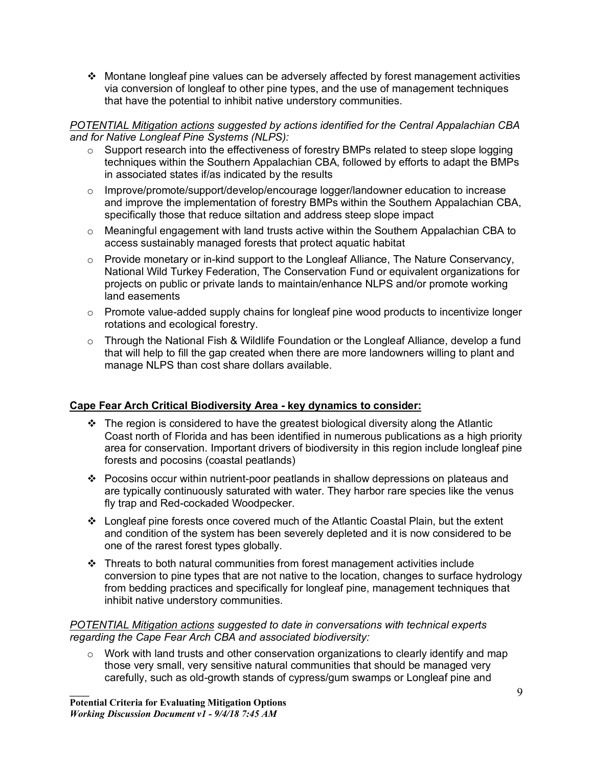- ❖ Montane longleaf pine values can be adversely affected by forest management activities via conversion of longleaf to other pine types, and the use of management techniques that have the potential to inhibit native understory communities.

*<u>POTENTIAL Mitigation actions</u> suggested by actions identified for the Central Appalachian CBA and for Native Longleaf Pine Systems (NLPS):*

- o Support research into the effectiveness of forestry BMPs related to steep slope logging techniques within the Southern Appalachian CBA, followed by efforts to adapt the BMPs in associated states if/as indicated by the results
- o Improve/promote/support/develop/encourage logger/landowner education to increase and improve the implementation of forestry BMPs within the Southern Appalachian CBA, specifically those that reduce siltation and address steep slope impact
- o Meaningful engagement with land trusts active within the Southern Appalachian CBA to access sustainably managed forests that protect aquatic habitat
- o Provide monetary or in-kind support to the Longleaf Alliance, The Nature Conservancy, National Wild Turkey Federation, The Conservation Fund or equivalent organizations for projects on public or private lands to maintain/enhance NLPS and/or promote working land easements
- o Promote value-added supply chains for longleaf pine wood products to incentivize longer rotations and ecological forestry.
- o Through the National Fish & Wildlife Foundation or the Longleaf Alliance, develop a fund that will help to fill the gap created when there are more landowners willing to plant and manage NLPS than cost share dollars available.

**<u>Cape Fear Arch Critical Biodiversity Area - key dynamics to consider:</u>**

- ❖ The region is considered to have the greatest biological diversity along the Atlantic Coast north of Florida and has been identified in numerous publications as a high priority area for conservation. Important drivers of biodiversity in this region include longleaf pine forests and pocosins (coastal peatlands)
- ❖ Pocosins occur within nutrient-poor peatlands in shallow depressions on plateaus and are typically continuously saturated with water. They harbor rare species like the venus fly trap and Red-cockaded Woodpecker.
- ❖ Longleaf pine forests once covered much of the Atlantic Coastal Plain, but the extent and condition of the system has been severely depleted and it is now considered to be one of the rarest forest types globally.
- ❖ Threats to both natural communities from forest management activities include conversion to pine types that are not native to the location, changes to surface hydrology from bedding practices and specifically for longleaf pine, management techniques that inhibit native understory communities.

*<u>POTENTIAL Mitigation actions</u> suggested to date in conversations with technical experts regarding the Cape Fear Arch CBA and associated biodiversity:*

- o Work with land trusts and other conservation organizations to clearly identify and map those very small, very sensitive natural communities that should be managed very carefully, such as old-growth stands of cypress/gum swamps or Longleaf pine and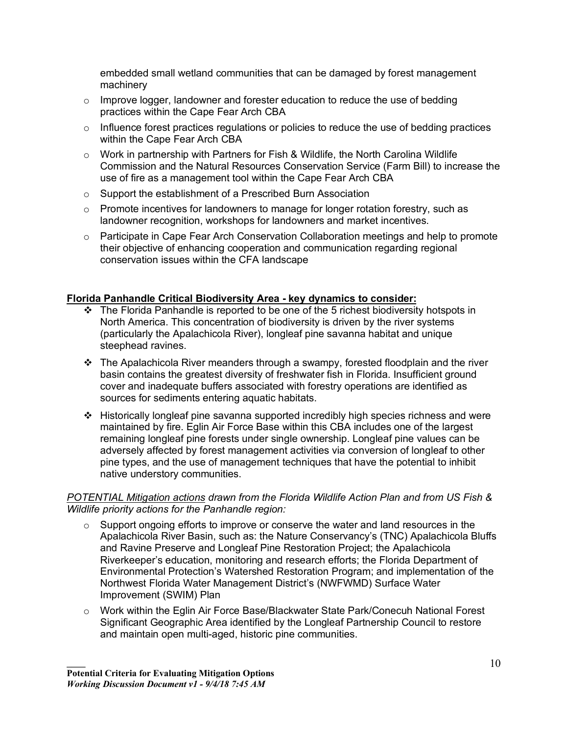embedded small wetland communities that can be damaged by forest management machinery

- Improve logger, landowner and forester education to reduce the use of bedding practices within the Cape Fear Arch CBA
- Influence forest practices regulations or policies to reduce the use of bedding practices within the Cape Fear Arch CBA
- Work in partnership with Partners for Fish & Wildlife, the North Carolina Wildlife Commission and the Natural Resources Conservation Service (Farm Bill) to increase the use of fire as a management tool within the Cape Fear Arch CBA
- Support the establishment of a Prescribed Burn Association
- Promote incentives for landowners to manage for longer rotation forestry, such as landowner recognition, workshops for landowners and market incentives.
- Participate in Cape Fear Arch Conservation Collaboration meetings and help to promote their objective of enhancing cooperation and communication regarding regional conservation issues within the CFA landscape

**Florida Panhandle Critical Biodiversity Area - key dynamics to consider:**

- The Florida Panhandle is reported to be one of the 5 richest biodiversity hotspots in North America. This concentration of biodiversity is driven by the river systems (particularly the Apalachicola River), longleaf pine savanna habitat and unique steephead ravines.
- The Apalachicola River meanders through a swampy, forested floodplain and the river basin contains the greatest diversity of freshwater fish in Florida. Insufficient ground cover and inadequate buffers associated with forestry operations are identified as sources for sediments entering aquatic habitats.
- Historically longleaf pine savanna supported incredibly high species richness and were maintained by fire. Eglin Air Force Base within this CBA includes one of the largest remaining longleaf pine forests under single ownership. Longleaf pine values can be adversely affected by forest management activities via conversion of longleaf to other pine types, and the use of management techniques that have the potential to inhibit native understory communities.

*POTENTIAL Mitigation actions drawn from the Florida Wildlife Action Plan and from US Fish & Wildlife priority actions for the Panhandle region:*

- Support ongoing efforts to improve or conserve the water and land resources in the Apalachicola River Basin, such as: the Nature Conservancy's (TNC) Apalachicola Bluffs and Ravine Preserve and Longleaf Pine Restoration Project; the Apalachicola Riverkeeper's education, monitoring and research efforts; the Florida Department of Environmental Protection's Watershed Restoration Program; and implementation of the Northwest Florida Water Management District's (NWFWMD) Surface Water Improvement (SWIM) Plan
- Work within the Eglin Air Force Base/Blackwater State Park/Conecuh National Forest Significant Geographic Area identified by the Longleaf Partnership Council to restore and maintain open multi-aged, historic pine communities.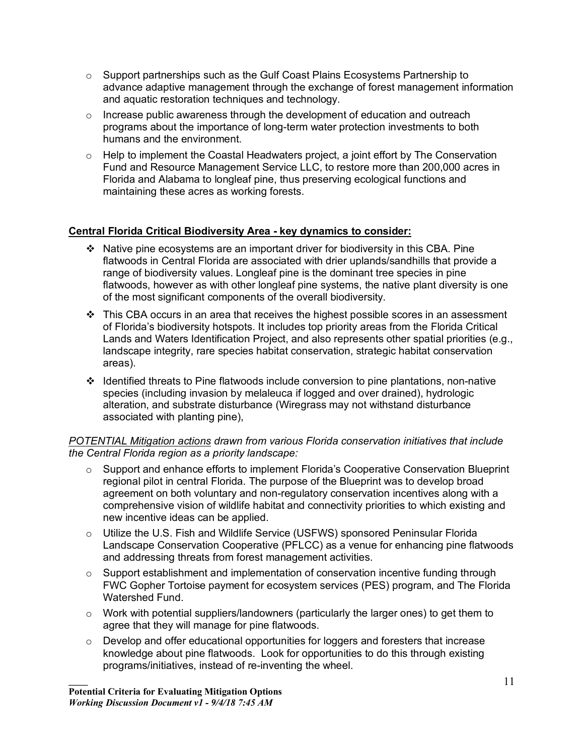- Support partnerships such as the Gulf Coast Plains Ecosystems Partnership to advance adaptive management through the exchange of forest management information and aquatic restoration techniques and technology.
- Increase public awareness through the development of education and outreach programs about the importance of long-term water protection investments to both humans and the environment.
- Help to implement the Coastal Headwaters project, a joint effort by The Conservation Fund and Resource Management Service LLC, to restore more than 200,000 acres in Florida and Alabama to longleaf pine, thus preserving ecological functions and maintaining these acres as working forests.

**<u>Central Florida Critical Biodiversity Area - key dynamics to consider:</u>**

- Native pine ecosystems are an important driver for biodiversity in this CBA. Pine flatwoods in Central Florida are associated with drier uplands/sandhills that provide a range of biodiversity values. Longleaf pine is the dominant tree species in pine flatwoods, however as with other longleaf pine systems, the native plant diversity is one of the most significant components of the overall biodiversity.
- This CBA occurs in an area that receives the highest possible scores in an assessment of Florida's biodiversity hotspots. It includes top priority areas from the Florida Critical Lands and Waters Identification Project, and also represents other spatial priorities (e.g., landscape integrity, rare species habitat conservation, strategic habitat conservation areas).
- Identified threats to Pine flatwoods include conversion to pine plantations, non-native species (including invasion by melaleuca if logged and over drained), hydrologic alteration, and substrate disturbance (Wiregrass may not withstand disturbance associated with planting pine),

*<u>POTENTIAL Mitigation actions</u> drawn from various Florida conservation initiatives that include the Central Florida region as a priority landscape:*

- Support and enhance efforts to implement Florida's Cooperative Conservation Blueprint regional pilot in central Florida. The purpose of the Blueprint was to develop broad agreement on both voluntary and non-regulatory conservation incentives along with a comprehensive vision of wildlife habitat and connectivity priorities to which existing and new incentive ideas can be applied.
- Utilize the U.S. Fish and Wildlife Service (USFWS) sponsored Peninsular Florida Landscape Conservation Cooperative (PFLCC) as a venue for enhancing pine flatwoods and addressing threats from forest management activities.
- Support establishment and implementation of conservation incentive funding through FWC Gopher Tortoise payment for ecosystem services (PES) program, and The Florida Watershed Fund.
- Work with potential suppliers/landowners (particularly the larger ones) to get them to agree that they will manage for pine flatwoods.
- Develop and offer educational opportunities for loggers and foresters that increase knowledge about pine flatwoods. Look for opportunities to do this through existing programs/initiatives, instead of re-inventing the wheel.